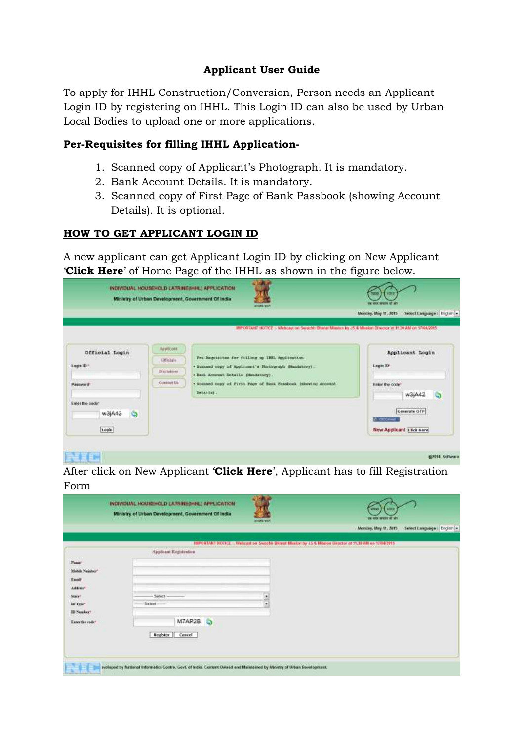## Applicant User Guide

To apply for IHHL Construction/Conversion, Person needs an Applicant Login ID by registering on IHHL. This Login ID can also be used by Urban Local Bodies to upload one or more applications.

**Per-Requisites for filling IHHL Application-**

1. Scanned copy of Applicant's Photograph. It is mandatory.
2. Bank Account Details. It is mandatory.
3. Scanned copy of First Page of Bank Passbook (showing Account Details). It is optional.

### HOW TO GET APPLICANT LOGIN ID

A new applicant can get Applicant Login ID by clicking on New Applicant '**Click Here**' of Home Page of the IHHL as shown in the figure below.

After click on New Applicant '**Click Here**', Applicant has to fill Registration Form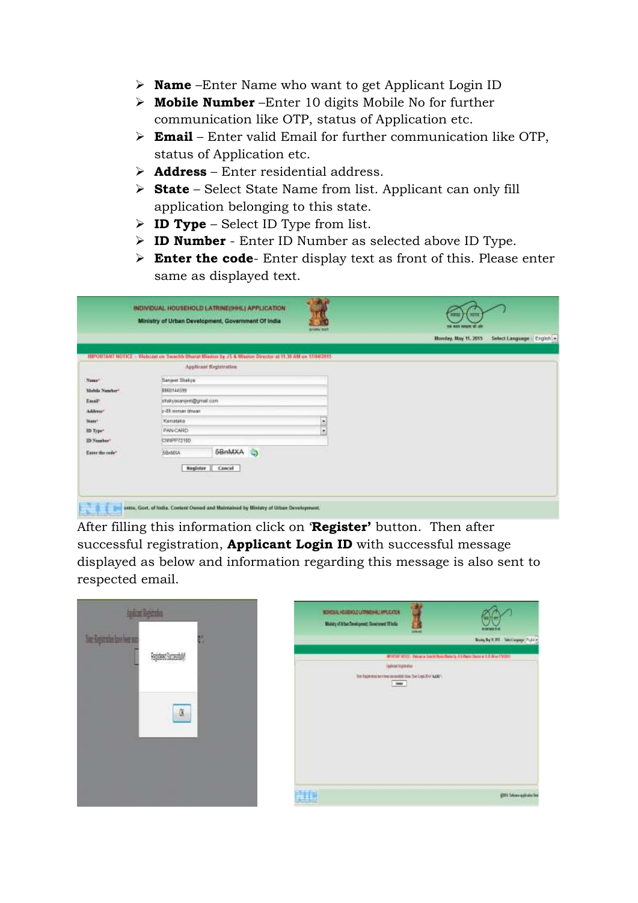- **Name** –Enter Name who want to get Applicant Login ID
- **Mobile Number** –Enter 10 digits Mobile No for further communication like OTP, status of Application etc.
- **Email** – Enter valid Email for further communication like OTP, status of Application etc.
- **Address** – Enter residential address.
- **State** – Select State Name from list. Applicant can only fill application belonging to this state.
- **ID Type** – Select ID Type from list.
- **ID Number** - Enter ID Number as selected above ID Type.
- **Enter the code**- Enter display text as front of this. Please enter same as displayed text.

After filling this information click on '**Register**' button. Then after successful registration, **Applicant Login ID** with successful message displayed as below and information regarding this message is also sent to respected email.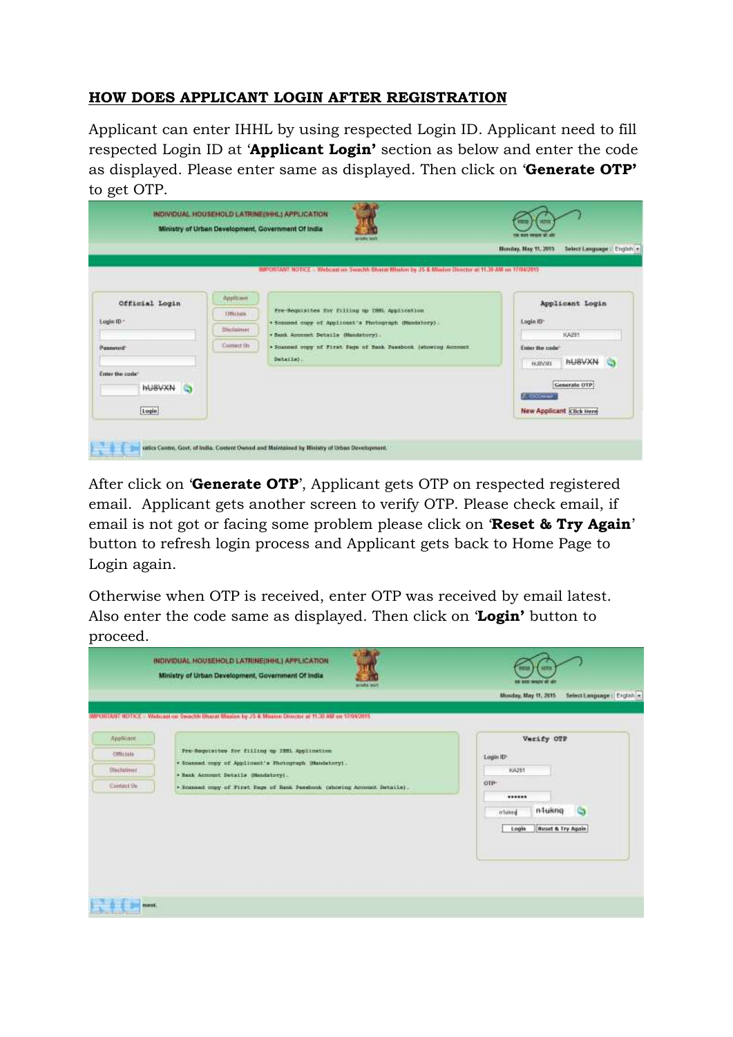## **HOW DOES APPLICANT LOGIN AFTER REGISTRATION**

Applicant can enter IHHL by using respected Login ID. Applicant need to fill respected Login ID at '**Applicant Login'** section as below and enter the code as displayed. Please enter same as displayed. Then click on '**Generate OTP'** to get OTP.

After click on '**Generate OTP**', Applicant gets OTP on respected registered email. Applicant gets another screen to verify OTP. Please check email, if email is not got or facing some problem please click on '**Reset & Try Again**' button to refresh login process and Applicant gets back to Home Page to Login again.

Otherwise when OTP is received, enter OTP was received by email latest. Also enter the code same as displayed. Then click on '**Login'** button to proceed.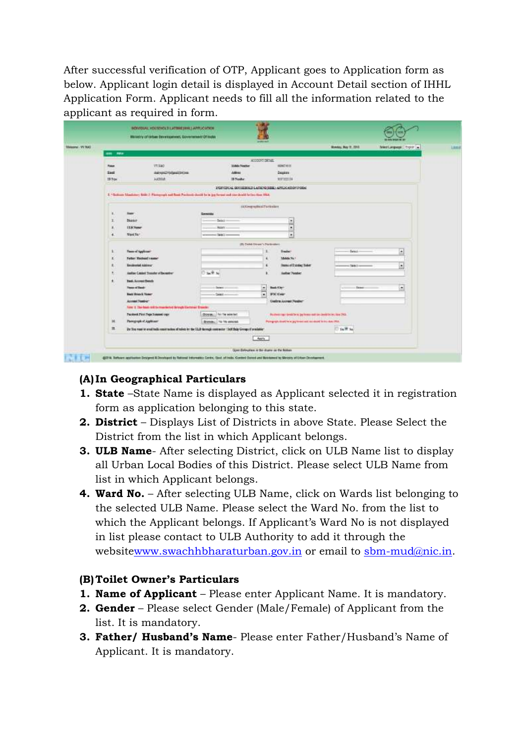After successful verification of OTP, Applicant goes to Application form as below. Applicant login detail is displayed in Account Detail section of IHHL Application Form. Applicant needs to fill all the information related to the applicant as required in form.

**(A) In Geographical Particulars**

1. **State** –State Name is displayed as Applicant selected it in registration form as application belonging to this state.
2. **District** – Displays List of Districts in above State. Please Select the District from the list in which Applicant belongs.
3. **ULB Name**- After selecting District, click on ULB Name list to display all Urban Local Bodies of this District. Please select ULB Name from list in which Applicant belongs.
4. **Ward No.** – After selecting ULB Name, click on Wards list belonging to the selected ULB Name. Please select the Ward No. from the list to which the Applicant belongs. If Applicant's Ward No is not displayed in list please contact to ULB Authority to add it through the websitewww.swachhbharaturban.gov.in or email to sbm-mud@nic.in.

**(B) Toilet Owner's Particulars**

1. **Name of Applicant** – Please enter Applicant Name. It is mandatory.
2. **Gender** – Please select Gender (Male/Female) of Applicant from the list. It is mandatory.
3. **Father/ Husband's Name**- Please enter Father/Husband's Name of Applicant. It is mandatory.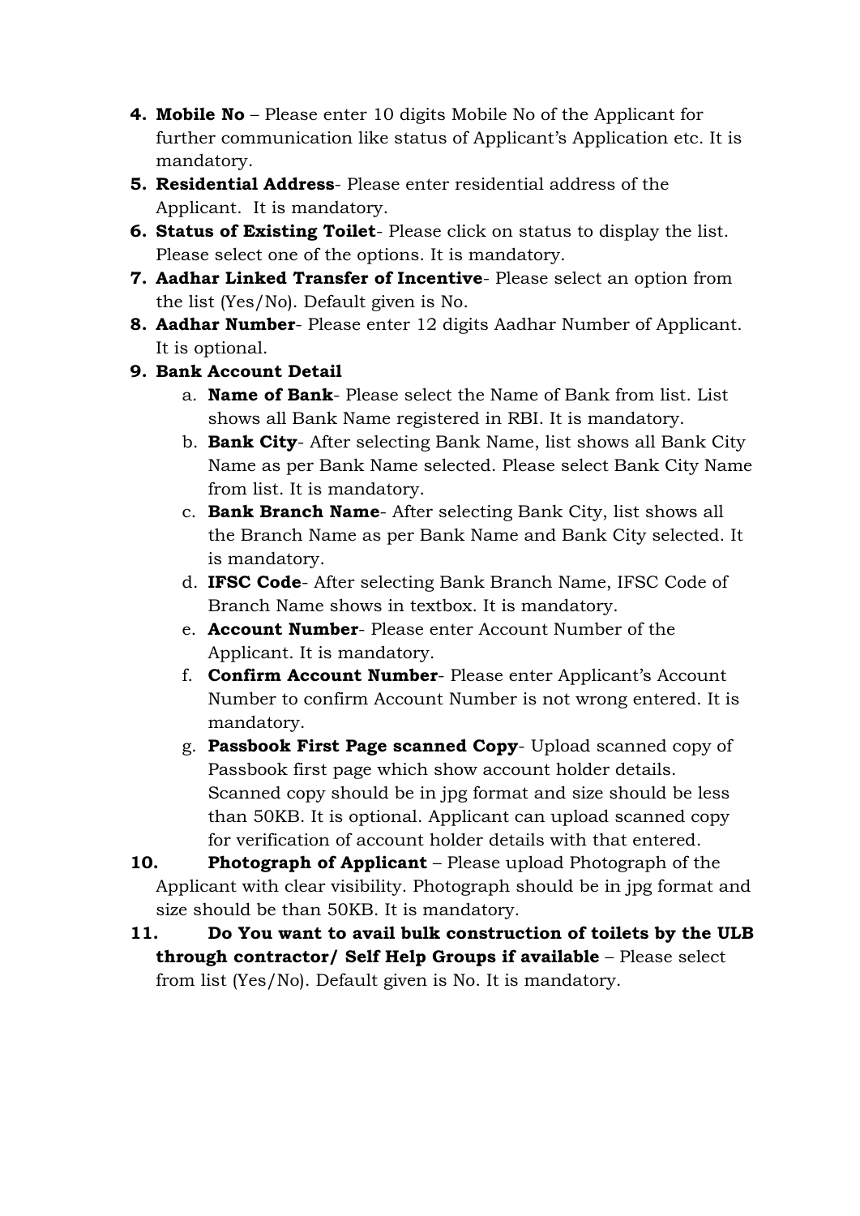4. **Mobile No** – Please enter 10 digits Mobile No of the Applicant for further communication like status of Applicant's Application etc. It is mandatory.
5. **Residential Address**- Please enter residential address of the Applicant. It is mandatory.
6. **Status of Existing Toilet**- Please click on status to display the list. Please select one of the options. It is mandatory.
7. **Aadhar Linked Transfer of Incentive**- Please select an option from the list (Yes/No). Default given is No.
8. **Aadhar Number**- Please enter 12 digits Aadhar Number of Applicant. It is optional.
9. **Bank Account Detail**
   a. **Name of Bank**- Please select the Name of Bank from list. List shows all Bank Name registered in RBI. It is mandatory.
   b. **Bank City**- After selecting Bank Name, list shows all Bank City Name as per Bank Name selected. Please select Bank City Name from list. It is mandatory.
   c. **Bank Branch Name**- After selecting Bank City, list shows all the Branch Name as per Bank Name and Bank City selected. It is mandatory.
   d. **IFSC Code**- After selecting Bank Branch Name, IFSC Code of Branch Name shows in textbox. It is mandatory.
   e. **Account Number**- Please enter Account Number of the Applicant. It is mandatory.
   f. **Confirm Account Number**- Please enter Applicant's Account Number to confirm Account Number is not wrong entered. It is mandatory.
   g. **Passbook First Page scanned Copy**- Upload scanned copy of Passbook first page which show account holder details. Scanned copy should be in jpg format and size should be less than 50KB. It is optional. Applicant can upload scanned copy for verification of account holder details with that entered.
10. **Photograph of Applicant** – Please upload Photograph of the Applicant with clear visibility. Photograph should be in jpg format and size should be than 50KB. It is mandatory.
11. **Do You want to avail bulk construction of toilets by the ULB through contractor/ Self Help Groups if available** – Please select from list (Yes/No). Default given is No. It is mandatory.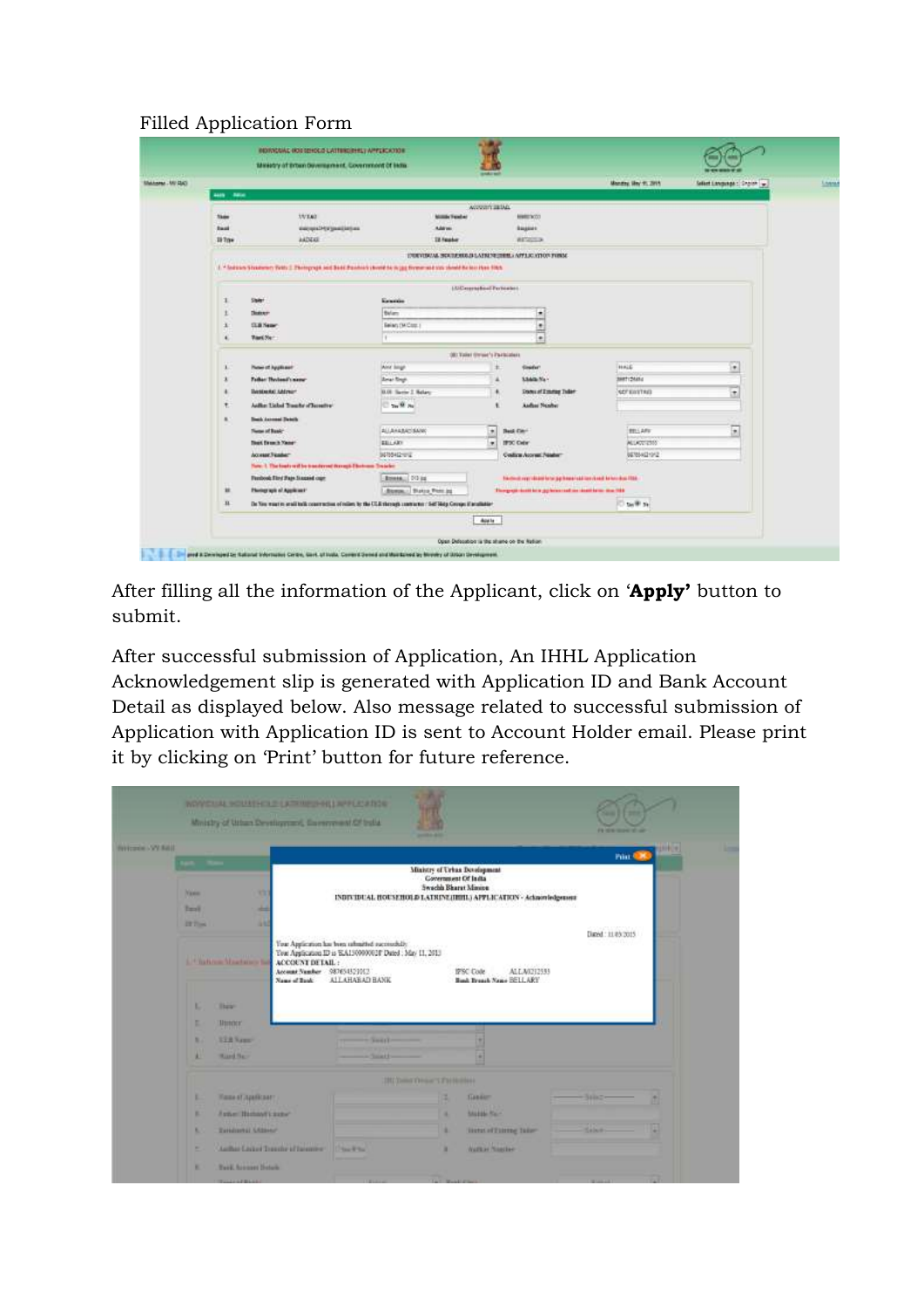Filled Application Form

After filling all the information of the Applicant, click on '**Apply'** button to submit.

After successful submission of Application, An IHHL Application Acknowledgement slip is generated with Application ID and Bank Account Detail as displayed below. Also message related to successful submission of Application with Application ID is sent to Account Holder email. Please print it by clicking on 'Print' button for future reference.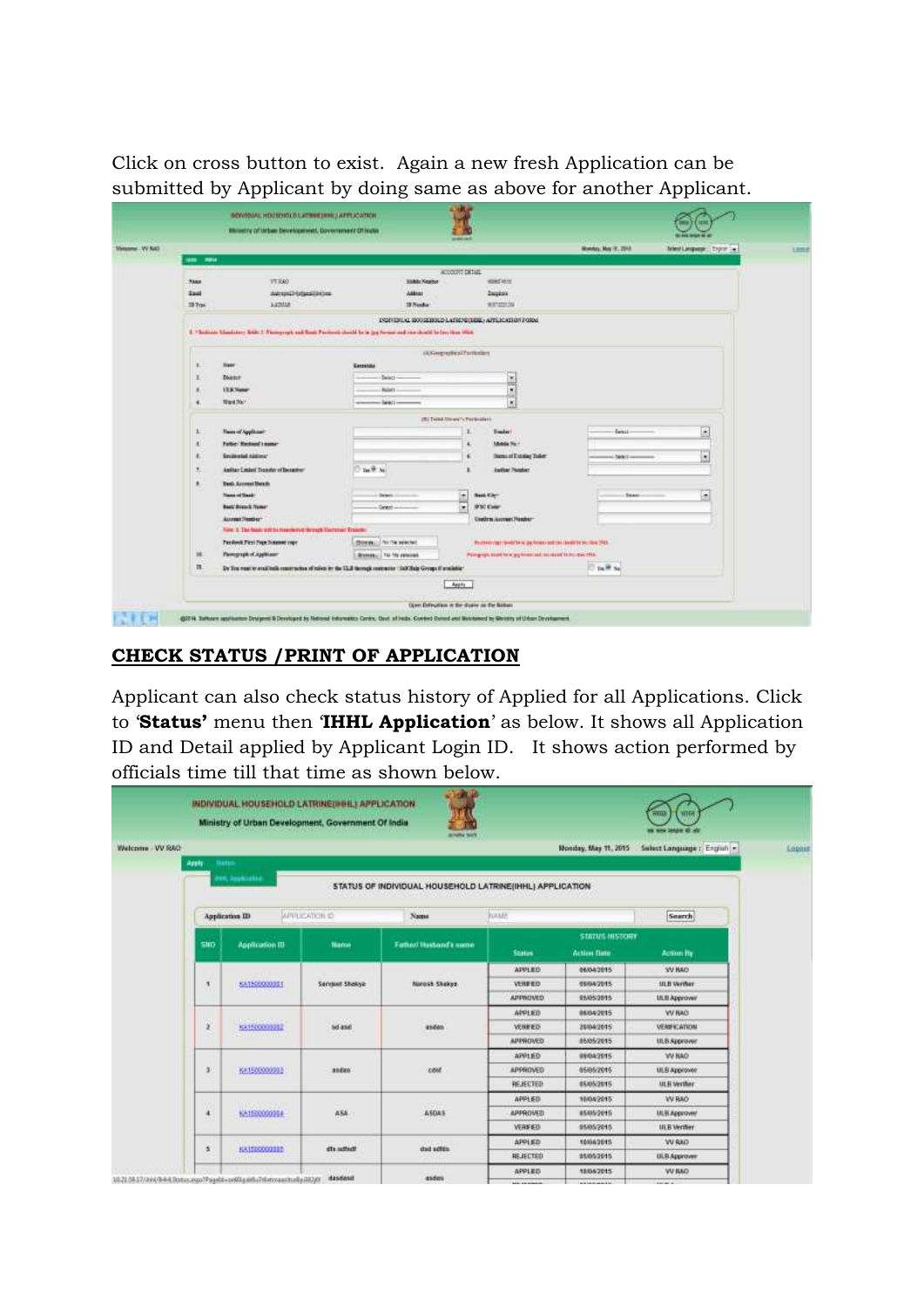Click on cross button to exist. Again a new fresh Application can be submitted by Applicant by doing same as above for another Applicant.

## CHECK STATUS /PRINT OF APPLICATION

Applicant can also check status history of Applied for all Applications. Click to '**Status'** menu then '**IHHL Application**' as below. It shows all Application ID and Detail applied by Applicant Login ID. It shows action performed by officials time till that time as shown below.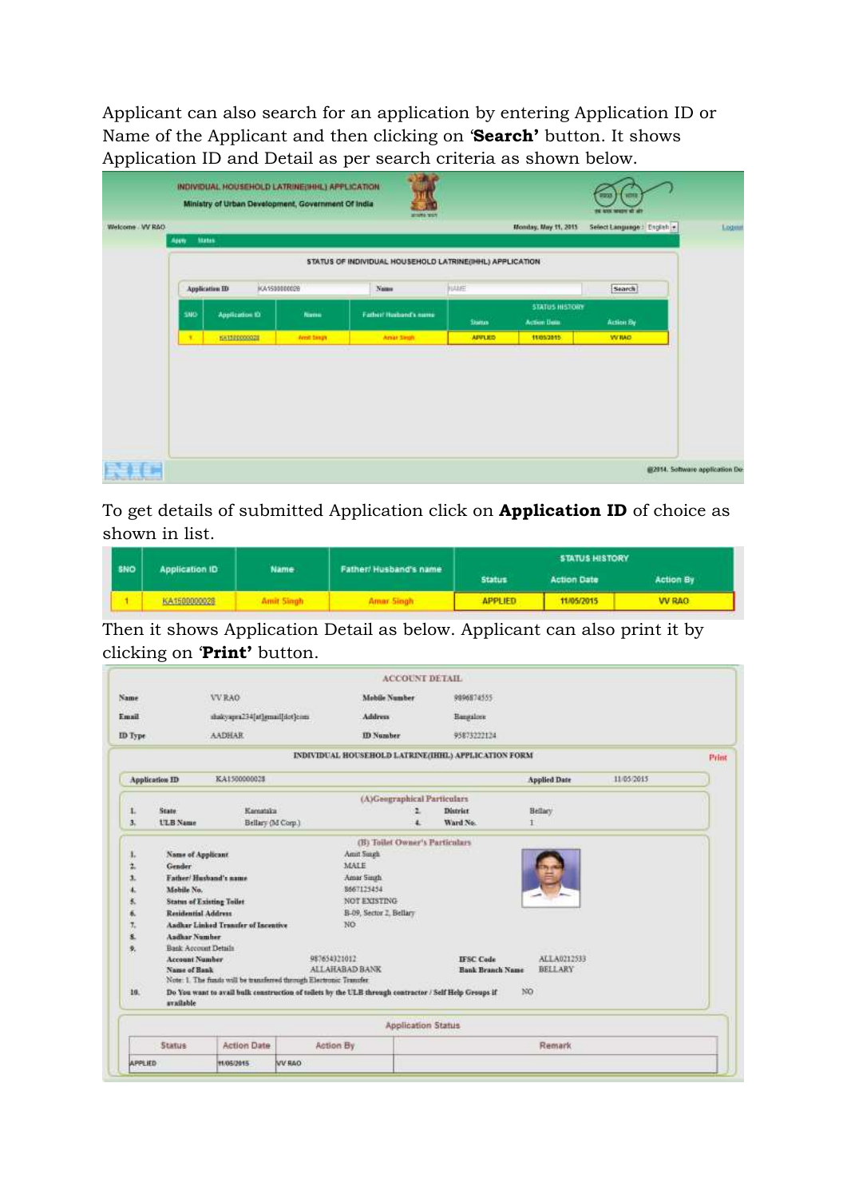Applicant can also search for an application by entering Application ID or Name of the Applicant and then clicking on '**Search'** button. It shows Application ID and Detail as per search criteria as shown below.

INDIVIDUAL HOUSEHOLD LATRINE(IHHL) APPLICATION

Ministry of Urban Development, Government Of India

Welcome : VV RAO

Monday, May 11, 2015 Select Language : English

Logout

Apply Status

STATUS OF INDIVIDUAL HOUSEHOLD LATRINE(IHHL) APPLICATION

Application ID KA1500000028 Name NAME Search

| SNO | Application ID | Name | Father/ Husband's name | STATUS HISTORY | | |
|---|---|---|---|---|---|---|
| | | | | Status | Action Date | Action By |
| 1 | KA1500000028 | Amit Singh | Amar Singh | APPLIED | 11/05/2015 | VV RAO |

@2014. Software application De

To get details of submitted Application click on **Application ID** of choice as shown in list.

| SNO | Application ID | Name | Father/ Husband's name | STATUS HISTORY | | |
|---|---|---|---|---|---|---|
| | | | | Status | Action Date | Action By |
| 1 | KA1500000028 | Amit Singh | Amar Singh | APPLIED | 11/05/2015 | VV RAO |

Then it shows Application Detail as below. Applicant can also print it by clicking on '**Print'** button.

ACCOUNT DETAIL

| | | | |
|---|---|---|---|
| Name | VV RAO | Mobile Number | 9896874555 |
| Email | shakyapra234[at]gmail[dot]com | Address | Bangalore |
| ID Type | AADHAR | ID Number | 95873222124 |

INDIVIDUAL HOUSEHOLD LATRINE(IHHL) APPLICATION FORM

Print

Application ID KA1500000028 Applied Date 11/05/2015

(A)Geographical Particulars

| | | | | | |
|---|---|---|---|---|---|
| 1. | State | Karnataka | 2. | District | Bellary |
| 3. | ULB Name | Bellary (M Corp.) | 4. | Ward No. | 1 |

(B) Toilet Owner's Particulars

| | | |
|---|---|---|
| 1. | Name of Applicant | Amit Singh |
| 2. | Gender | MALE |
| 3. | Father/ Husband's name | Amar Singh |
| 4. | Mobile No. | 8667125454 |
| 5. | Status of Existing Toilet | NOT EXISTING |
| 6. | Residential Address | B-09, Sector 2, Bellary |
| 7. | Aadhar Linked Transfer of Incentive | NO |
| 8. | Aadhar Number | |
| 9. | Bank Account Details | |

| | | | |
|---|---|---|---|
| Account Number | 987654321012 | IFSC Code | ALLA0212533 |
| Name of Bank | ALLAHABAD BANK | Bank Branch Name | BELLARY |

Note: 1. The funds will be transferred through Electronic Transfer.

10. Do You want to avail bulk construction of toilets by the ULB through contractor / Self Help Groups if available NO

Application Status

| Status | Action Date | Action By | Remark |
|---|---|---|---|
| APPLIED | 11/05/2015 | VV RAO | |